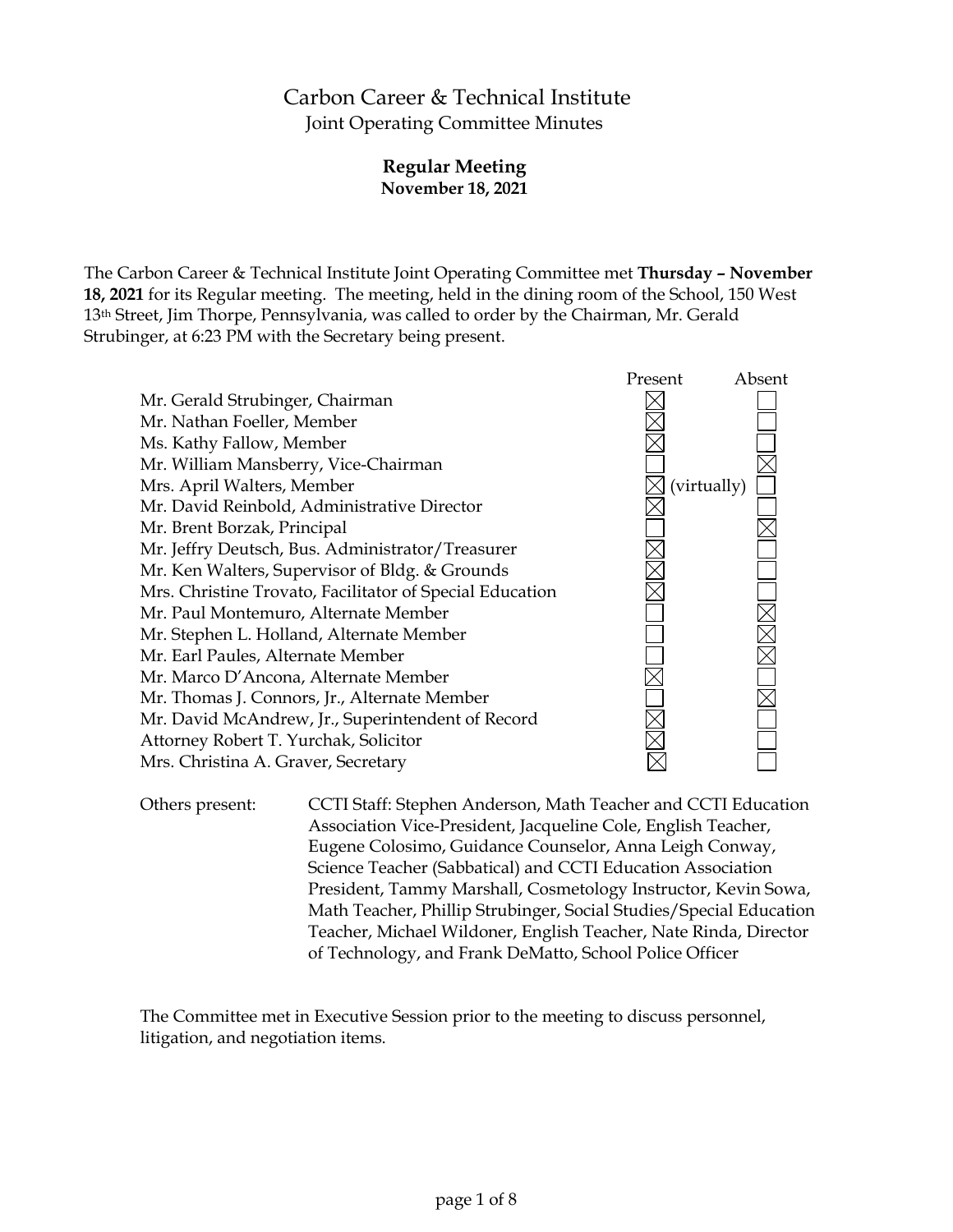# Carbon Career & Technical Institute

## Joint Operating Committee Minutes

### Regular Meeting

**November 18, 2021**

The Carbon Career & Technical Institute Joint Operating Committee met **Thursday – November 18, 2021** for its Regular meeting. The meeting, held in the dining room of the School, 150 West 13th Street, Jim Thorpe, Pennsylvania, was called to order by the Chairman, Mr. Gerald Strubinger, at 6:23 PM with the Secretary being present.

| | Present | Absent |
|---|---|---|
| Mr. Gerald Strubinger, Chairman | ☒ | ☐ |
| Mr. Nathan Foeller, Member | ☒ | ☐ |
| Ms. Kathy Fallow, Member | ☒ | ☐ |
| Mr. William Mansberry, Vice-Chairman | ☐ | ☒ |
| Mrs. April Walters, Member | ☒ (virtually) | ☐ |
| Mr. David Reinbold, Administrative Director | ☒ | ☐ |
| Mr. Brent Borzak, Principal | ☐ | ☒ |
| Mr. Jeffry Deutsch, Bus. Administrator/Treasurer | ☒ | ☐ |
| Mr. Ken Walters, Supervisor of Bldg. & Grounds | ☒ | ☐ |
| Mrs. Christine Trovato, Facilitator of Special Education | ☒ | ☐ |
| Mr. Paul Montemuro, Alternate Member | ☐ | ☒ |
| Mr. Stephen L. Holland, Alternate Member | ☐ | ☒ |
| Mr. Earl Paules, Alternate Member | ☐ | ☒ |
| Mr. Marco D'Ancona, Alternate Member | ☒ | ☐ |
| Mr. Thomas J. Connors, Jr., Alternate Member | ☐ | ☒ |
| Mr. David McAndrew, Jr., Superintendent of Record | ☒ | ☐ |
| Attorney Robert T. Yurchak, Solicitor | ☒ | ☐ |
| Mrs. Christina A. Graver, Secretary | ☒ | ☐ |

Others present: CCTI Staff: Stephen Anderson, Math Teacher and CCTI Education Association Vice-President, Jacqueline Cole, English Teacher, Eugene Colosimo, Guidance Counselor, Anna Leigh Conway, Science Teacher (Sabbatical) and CCTI Education Association President, Tammy Marshall, Cosmetology Instructor, Kevin Sowa, Math Teacher, Phillip Strubinger, Social Studies/Special Education Teacher, Michael Wildoner, English Teacher, Nate Rinda, Director of Technology, and Frank DeMatto, School Police Officer

The Committee met in Executive Session prior to the meeting to discuss personnel, litigation, and negotiation items.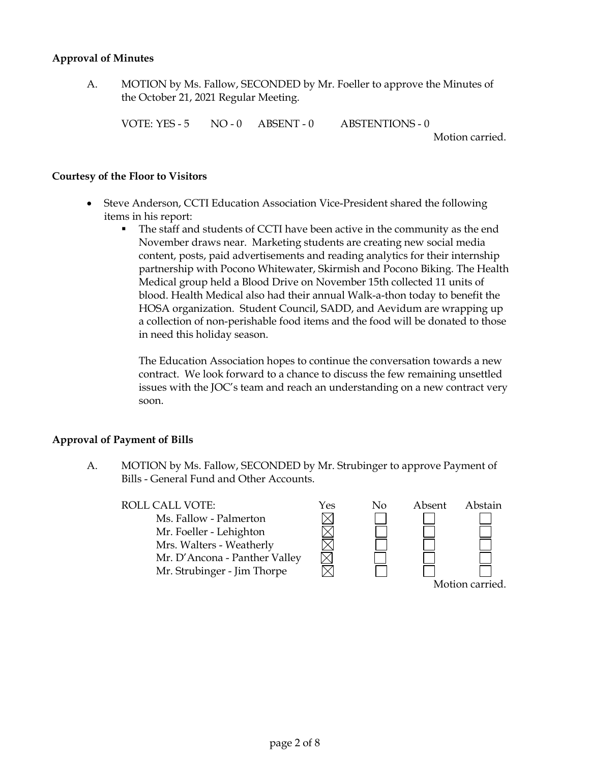**Approval of Minutes**

A. MOTION by Ms. Fallow, SECONDED by Mr. Foeller to approve the Minutes of the October 21, 2021 Regular Meeting.

VOTE: YES - 5 NO - 0 ABSENT - 0 ABSTENTIONS - 0

Motion carried.

**Courtesy of the Floor to Visitors**

- Steve Anderson, CCTI Education Association Vice-President shared the following items in his report:
  - The staff and students of CCTI have been active in the community as the end November draws near. Marketing students are creating new social media content, posts, paid advertisements and reading analytics for their internship partnership with Pocono Whitewater, Skirmish and Pocono Biking. The Health Medical group held a Blood Drive on November 15th collected 11 units of blood. Health Medical also had their annual Walk-a-thon today to benefit the HOSA organization. Student Council, SADD, and Aevidum are wrapping up a collection of non-perishable food items and the food will be donated to those in need this holiday season.

    The Education Association hopes to continue the conversation towards a new contract. We look forward to a chance to discuss the few remaining unsettled issues with the JOC's team and reach an understanding on a new contract very soon.

**Approval of Payment of Bills**

A. MOTION by Ms. Fallow, SECONDED by Mr. Strubinger to approve Payment of Bills - General Fund and Other Accounts.

| ROLL CALL VOTE: | Yes | No | Absent | Abstain |
|---|---|---|---|---|
| Ms. Fallow - Palmerton | ☒ | ☐ | ☐ | ☐ |
| Mr. Foeller - Lehighton | ☒ | ☐ | ☐ | ☐ |
| Mrs. Walters - Weatherly | ☒ | ☐ | ☐ | ☐ |
| Mr. D'Ancona - Panther Valley | ☒ | ☐ | ☐ | ☐ |
| Mr. Strubinger - Jim Thorpe | ☒ | ☐ | ☐ | ☐ |

Motion carried.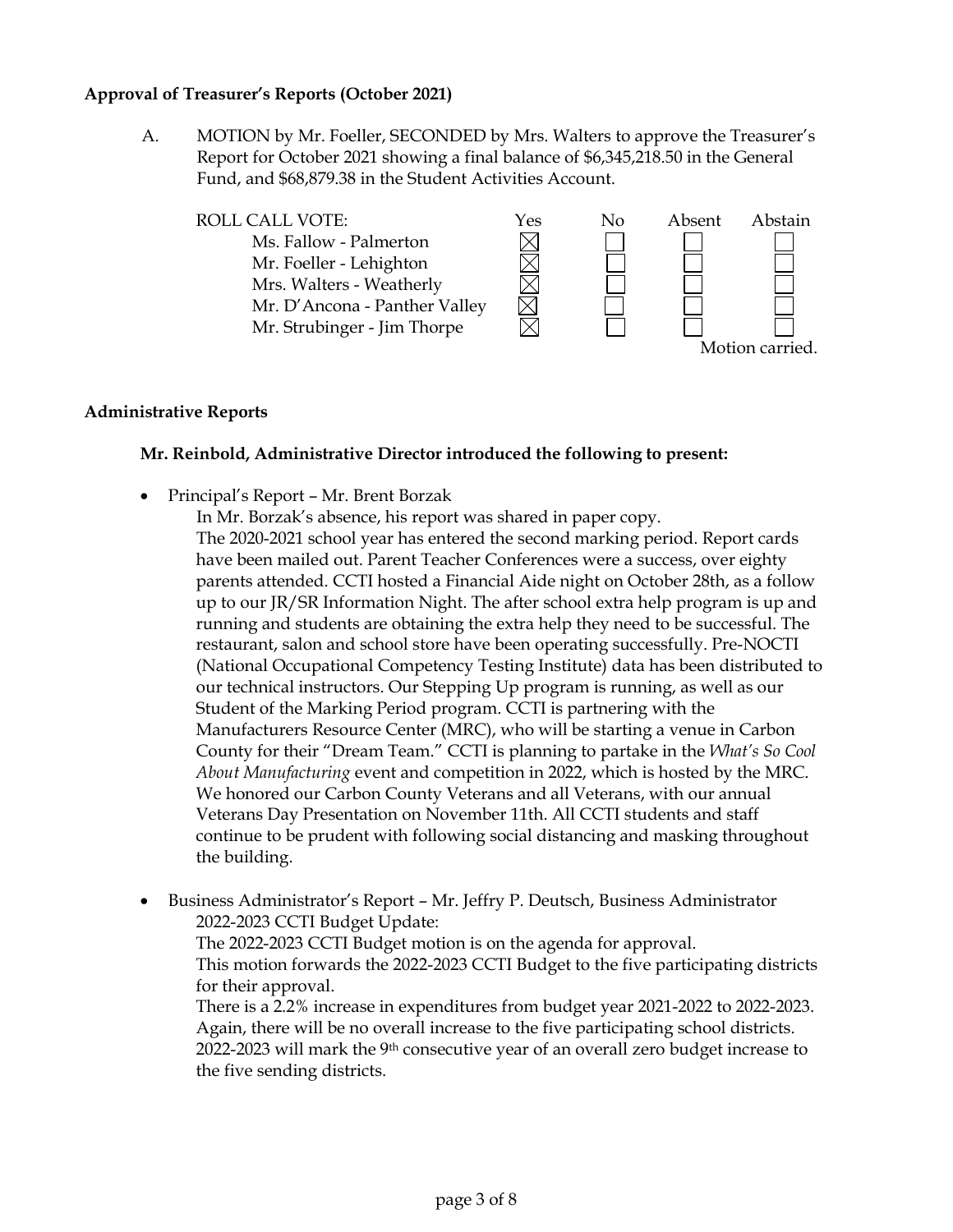**Approval of Treasurer's Reports (October 2021)**

A. MOTION by Mr. Foeller, SECONDED by Mrs. Walters to approve the Treasurer's Report for October 2021 showing a final balance of $6,345,218.50 in the General Fund, and $68,879.38 in the Student Activities Account.

| ROLL CALL VOTE: | Yes | No | Absent | Abstain |
|---|---|---|---|---|
| Ms. Fallow - Palmerton | ☒ | ☐ | ☐ | ☐ |
| Mr. Foeller - Lehighton | ☒ | ☐ | ☐ | ☐ |
| Mrs. Walters - Weatherly | ☒ | ☐ | ☐ | ☐ |
| Mr. D'Ancona - Panther Valley | ☒ | ☐ | ☐ | ☐ |
| Mr. Strubinger - Jim Thorpe | ☒ | ☐ | ☐ | ☐ |

Motion carried.

**Administrative Reports**

**Mr. Reinbold, Administrative Director introduced the following to present:**

- Principal's Report – Mr. Brent Borzak

  In Mr. Borzak's absence, his report was shared in paper copy.
  The 2020-2021 school year has entered the second marking period. Report cards have been mailed out. Parent Teacher Conferences were a success, over eighty parents attended. CCTI hosted a Financial Aide night on October 28th, as a follow up to our JR/SR Information Night. The after school extra help program is up and running and students are obtaining the extra help they need to be successful. The restaurant, salon and school store have been operating successfully. Pre-NOCTI (National Occupational Competency Testing Institute) data has been distributed to our technical instructors. Our Stepping Up program is running, as well as our Student of the Marking Period program. CCTI is partnering with the Manufacturers Resource Center (MRC), who will be starting a venue in Carbon County for their "Dream Team." CCTI is planning to partake in the *What's So Cool About Manufacturing* event and competition in 2022, which is hosted by the MRC. We honored our Carbon County Veterans and all Veterans, with our annual Veterans Day Presentation on November 11th. All CCTI students and staff continue to be prudent with following social distancing and masking throughout the building.

- Business Administrator's Report – Mr. Jeffry P. Deutsch, Business Administrator

  2022-2023 CCTI Budget Update:
  The 2022-2023 CCTI Budget motion is on the agenda for approval.
  This motion forwards the 2022-2023 CCTI Budget to the five participating districts for their approval.
  There is a 2.2% increase in expenditures from budget year 2021-2022 to 2022-2023. Again, there will be no overall increase to the five participating school districts. 2022-2023 will mark the 9th consecutive year of an overall zero budget increase to the five sending districts.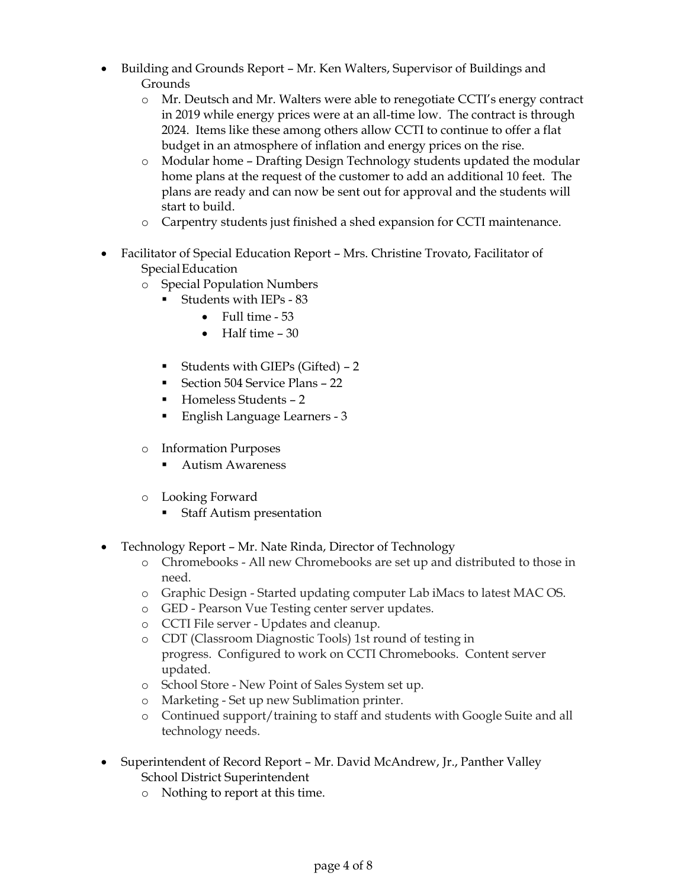- Building and Grounds Report – Mr. Ken Walters, Supervisor of Buildings and Grounds
  - Mr. Deutsch and Mr. Walters were able to renegotiate CCTI's energy contract in 2019 while energy prices were at an all-time low. The contract is through 2024. Items like these among others allow CCTI to continue to offer a flat budget in an atmosphere of inflation and energy prices on the rise.
  - Modular home – Drafting Design Technology students updated the modular home plans at the request of the customer to add an additional 10 feet. The plans are ready and can now be sent out for approval and the students will start to build.
  - Carpentry students just finished a shed expansion for CCTI maintenance.

- Facilitator of Special Education Report – Mrs. Christine Trovato, Facilitator of Special Education
  - Special Population Numbers
    - Students with IEPs - 83
      - Full time - 53
      - Half time – 30
    - Students with GIEPs (Gifted) – 2
    - Section 504 Service Plans – 22
    - Homeless Students – 2
    - English Language Learners - 3
  - Information Purposes
    - Autism Awareness
  - Looking Forward
    - Staff Autism presentation

- Technology Report – Mr. Nate Rinda, Director of Technology
  - Chromebooks - All new Chromebooks are set up and distributed to those in need.
  - Graphic Design - Started updating computer Lab iMacs to latest MAC OS.
  - GED - Pearson Vue Testing center server updates.
  - CCTI File server - Updates and cleanup.
  - CDT (Classroom Diagnostic Tools) 1st round of testing in progress. Configured to work on CCTI Chromebooks. Content server updated.
  - School Store - New Point of Sales System set up.
  - Marketing - Set up new Sublimation printer.
  - Continued support/training to staff and students with Google Suite and all technology needs.

- Superintendent of Record Report – Mr. David McAndrew, Jr., Panther Valley School District Superintendent
  - Nothing to report at this time.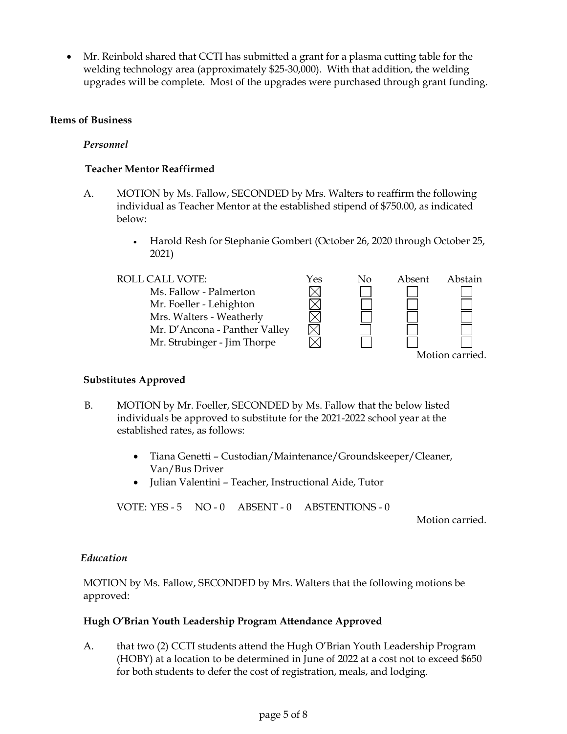- Mr. Reinbold shared that CCTI has submitted a grant for a plasma cutting table for the welding technology area (approximately $25-30,000). With that addition, the welding upgrades will be complete. Most of the upgrades were purchased through grant funding.

**Items of Business**

***Personnel***

**Teacher Mentor Reaffirmed**

A. MOTION by Ms. Fallow, SECONDED by Mrs. Walters to reaffirm the following individual as Teacher Mentor at the established stipend of $750.00, as indicated below:

- Harold Resh for Stephanie Gombert (October 26, 2020 through October 25, 2021)

| ROLL CALL VOTE: | Yes | No | Absent | Abstain |
|---|---|---|---|---|
| Ms. Fallow - Palmerton | ☒ | ☐ | ☐ | ☐ |
| Mr. Foeller - Lehighton | ☒ | ☐ | ☐ | ☐ |
| Mrs. Walters - Weatherly | ☒ | ☐ | ☐ | ☐ |
| Mr. D'Ancona - Panther Valley | ☒ | ☐ | ☐ | ☐ |
| Mr. Strubinger - Jim Thorpe | ☒ | ☐ | ☐ | ☐ |

Motion carried.

**Substitutes Approved**

B. MOTION by Mr. Foeller, SECONDED by Ms. Fallow that the below listed individuals be approved to substitute for the 2021-2022 school year at the established rates, as follows:

- Tiana Genetti – Custodian/Maintenance/Groundskeeper/Cleaner, Van/Bus Driver
- Julian Valentini – Teacher, Instructional Aide, Tutor

VOTE: YES - 5 NO - 0 ABSENT - 0 ABSTENTIONS - 0

Motion carried.

***Education***

MOTION by Ms. Fallow, SECONDED by Mrs. Walters that the following motions be approved:

**Hugh O'Brian Youth Leadership Program Attendance Approved**

A. that two (2) CCTI students attend the Hugh O'Brian Youth Leadership Program (HOBY) at a location to be determined in June of 2022 at a cost not to exceed $650 for both students to defer the cost of registration, meals, and lodging.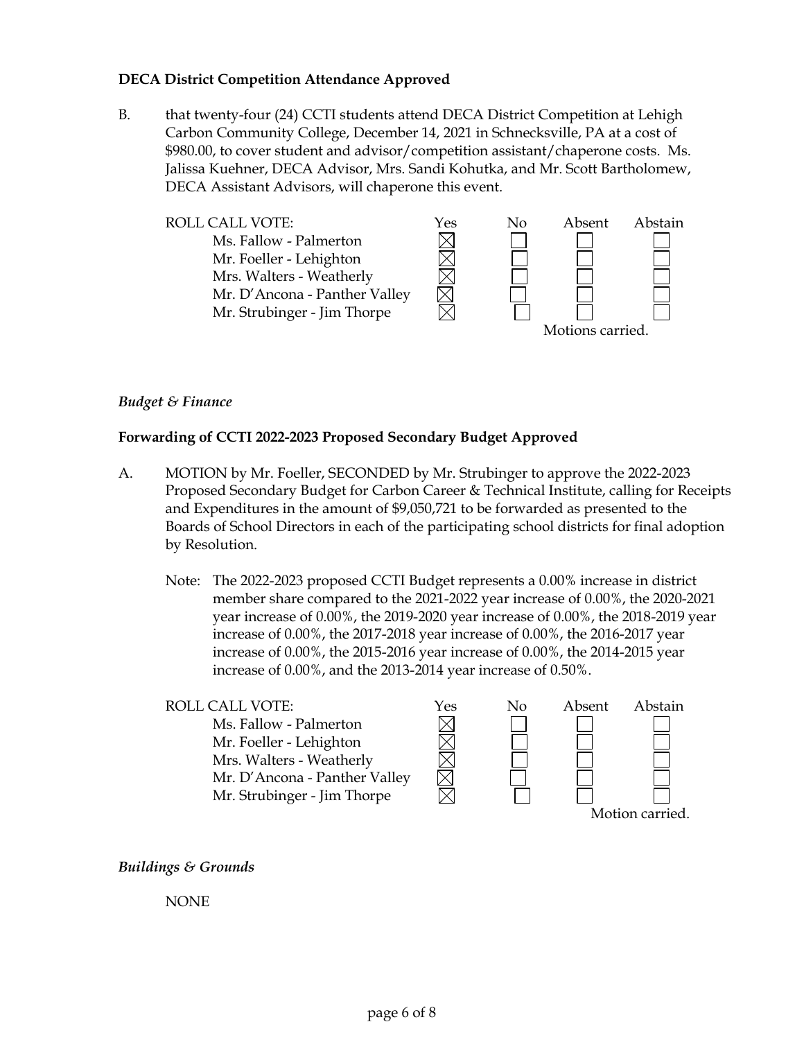**DECA District Competition Attendance Approved**

B. that twenty-four (24) CCTI students attend DECA District Competition at Lehigh Carbon Community College, December 14, 2021 in Schnecksville, PA at a cost of $980.00, to cover student and advisor/competition assistant/chaperone costs. Ms. Jalissa Kuehner, DECA Advisor, Mrs. Sandi Kohutka, and Mr. Scott Bartholomew, DECA Assistant Advisors, will chaperone this event.

| ROLL CALL VOTE: | Yes | No | Absent | Abstain |
|---|---|---|---|---|
| Ms. Fallow - Palmerton | ☒ | ☐ | ☐ | ☐ |
| Mr. Foeller - Lehighton | ☒ | ☐ | ☐ | ☐ |
| Mrs. Walters - Weatherly | ☒ | ☐ | ☐ | ☐ |
| Mr. D'Ancona - Panther Valley | ☒ | ☐ | ☐ | ☐ |
| Mr. Strubinger - Jim Thorpe | ☒ | ☐ | ☐ | ☐ |

Motions carried.

*Budget & Finance*

**Forwarding of CCTI 2022-2023 Proposed Secondary Budget Approved**

A. MOTION by Mr. Foeller, SECONDED by Mr. Strubinger to approve the 2022-2023 Proposed Secondary Budget for Carbon Career & Technical Institute, calling for Receipts and Expenditures in the amount of $9,050,721 to be forwarded as presented to the Boards of School Directors in each of the participating school districts for final adoption by Resolution.

Note: The 2022-2023 proposed CCTI Budget represents a 0.00% increase in district member share compared to the 2021-2022 year increase of 0.00%, the 2020-2021 year increase of 0.00%, the 2019-2020 year increase of 0.00%, the 2018-2019 year increase of 0.00%, the 2017-2018 year increase of 0.00%, the 2016-2017 year increase of 0.00%, the 2015-2016 year increase of 0.00%, the 2014-2015 year increase of 0.00%, and the 2013-2014 year increase of 0.50%.

| ROLL CALL VOTE: | Yes | No | Absent | Abstain |
|---|---|---|---|---|
| Ms. Fallow - Palmerton | ☒ | ☐ | ☐ | ☐ |
| Mr. Foeller - Lehighton | ☒ | ☐ | ☐ | ☐ |
| Mrs. Walters - Weatherly | ☒ | ☐ | ☐ | ☐ |
| Mr. D'Ancona - Panther Valley | ☒ | ☐ | ☐ | ☐ |
| Mr. Strubinger - Jim Thorpe | ☒ | ☐ | ☐ | ☐ |

Motion carried.

*Buildings & Grounds*

NONE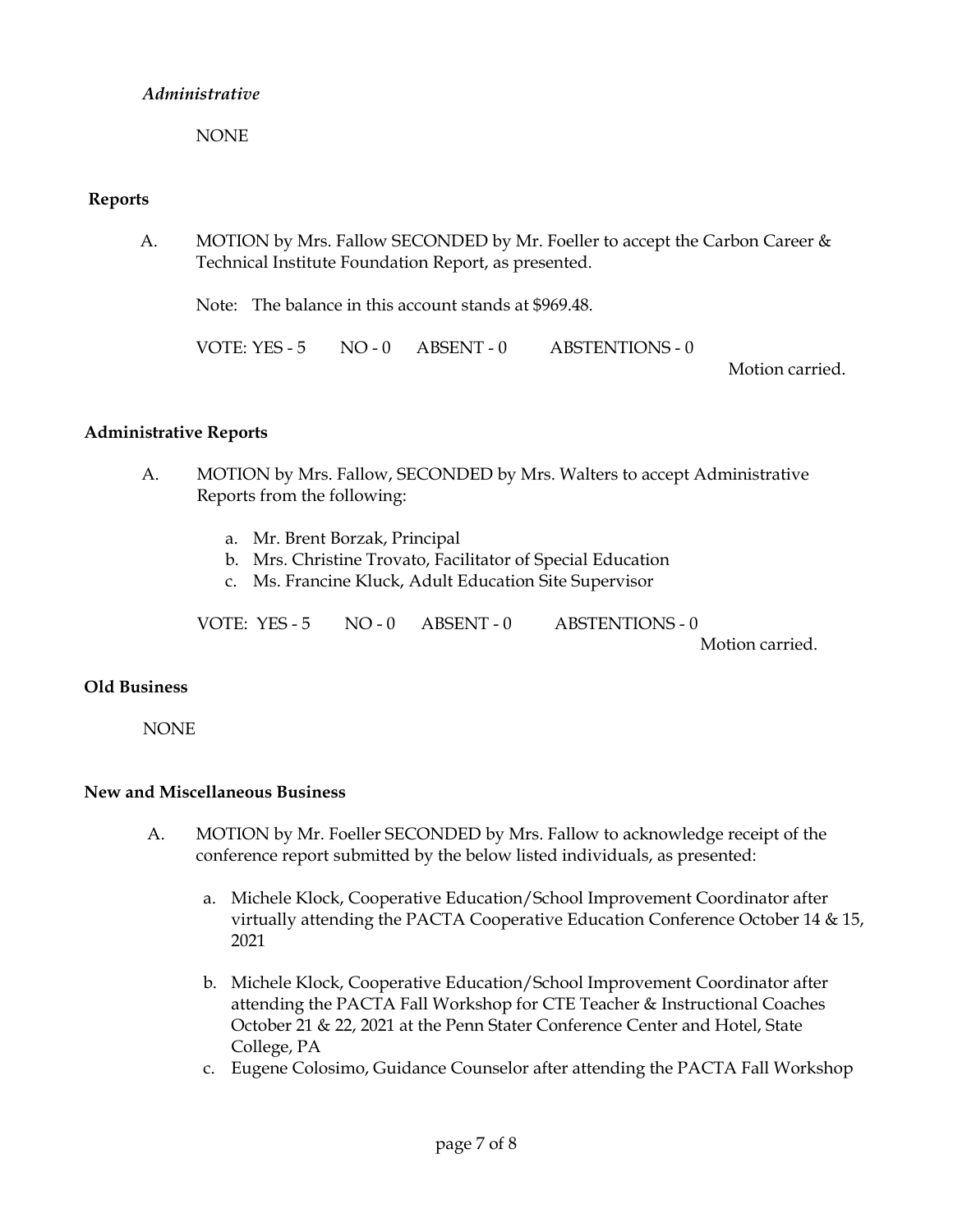*Administrative*

NONE

**Reports**

A. MOTION by Mrs. Fallow SECONDED by Mr. Foeller to accept the Carbon Career & Technical Institute Foundation Report, as presented.

Note: The balance in this account stands at $969.48.

VOTE: YES - 5 NO - 0 ABSENT - 0 ABSTENTIONS - 0

Motion carried.

**Administrative Reports**

A. MOTION by Mrs. Fallow, SECONDED by Mrs. Walters to accept Administrative Reports from the following:

a. Mr. Brent Borzak, Principal
b. Mrs. Christine Trovato, Facilitator of Special Education
c. Ms. Francine Kluck, Adult Education Site Supervisor

VOTE: YES - 5 NO - 0 ABSENT - 0 ABSTENTIONS - 0

Motion carried.

**Old Business**

NONE

**New and Miscellaneous Business**

A. MOTION by Mr. Foeller SECONDED by Mrs. Fallow to acknowledge receipt of the conference report submitted by the below listed individuals, as presented:

a. Michele Klock, Cooperative Education/School Improvement Coordinator after virtually attending the PACTA Cooperative Education Conference October 14 & 15, 2021

b. Michele Klock, Cooperative Education/School Improvement Coordinator after attending the PACTA Fall Workshop for CTE Teacher & Instructional Coaches October 21 & 22, 2021 at the Penn Stater Conference Center and Hotel, State College, PA

c. Eugene Colosimo, Guidance Counselor after attending the PACTA Fall Workshop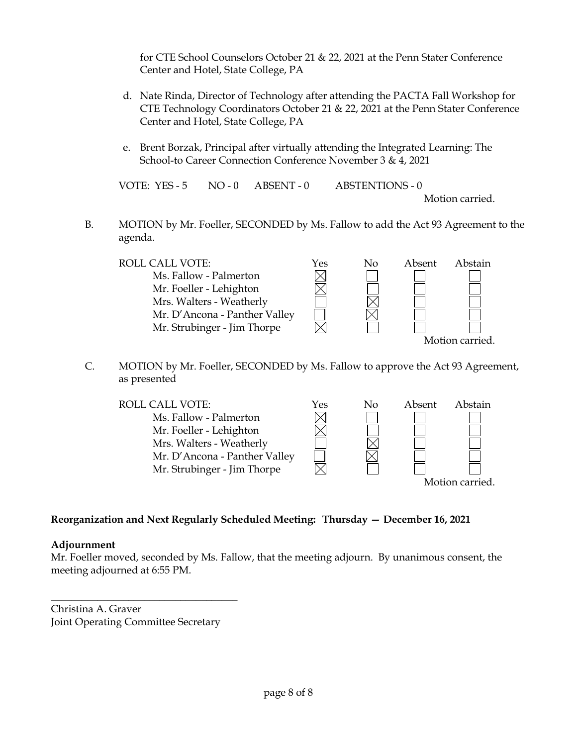for CTE School Counselors October 21 & 22, 2021 at the Penn Stater Conference Center and Hotel, State College, PA

d. Nate Rinda, Director of Technology after attending the PACTA Fall Workshop for CTE Technology Coordinators October 21 & 22, 2021 at the Penn Stater Conference Center and Hotel, State College, PA

e. Brent Borzak, Principal after virtually attending the Integrated Learning: The School-to Career Connection Conference November 3 & 4, 2021

VOTE: YES - 5 NO - 0 ABSENT - 0 ABSTENTIONS - 0

Motion carried.

B. MOTION by Mr. Foeller, SECONDED by Ms. Fallow to add the Act 93 Agreement to the agenda.

| ROLL CALL VOTE: | Yes | No | Absent | Abstain |
|---|---|---|---|---|
| Ms. Fallow - Palmerton | ☒ | ☐ | ☐ | ☐ |
| Mr. Foeller - Lehighton | ☒ | ☐ | ☐ | ☐ |
| Mrs. Walters - Weatherly | ☐ | ☒ | ☐ | ☐ |
| Mr. D'Ancona - Panther Valley | ☐ | ☒ | ☐ | ☐ |
| Mr. Strubinger - Jim Thorpe | ☒ | ☐ | ☐ | ☐ |

Motion carried.

C. MOTION by Mr. Foeller, SECONDED by Ms. Fallow to approve the Act 93 Agreement, as presented

| ROLL CALL VOTE: | Yes | No | Absent | Abstain |
|---|---|---|---|---|
| Ms. Fallow - Palmerton | ☒ | ☐ | ☐ | ☐ |
| Mr. Foeller - Lehighton | ☒ | ☐ | ☐ | ☐ |
| Mrs. Walters - Weatherly | ☐ | ☒ | ☐ | ☐ |
| Mr. D'Ancona - Panther Valley | ☐ | ☒ | ☐ | ☐ |
| Mr. Strubinger - Jim Thorpe | ☒ | ☐ | ☐ | ☐ |

Motion carried.

**Reorganization and Next Regularly Scheduled Meeting: Thursday — December 16, 2021**

**Adjournment**

Mr. Foeller moved, seconded by Ms. Fallow, that the meeting adjourn. By unanimous consent, the meeting adjourned at 6:55 PM.

\_\_\_\_\_\_\_\_\_\_\_\_\_\_\_\_\_\_\_\_\_\_\_\_\_\_\_\_\_\_\_\_\_\_\_\_

Christina A. Graver
Joint Operating Committee Secretary